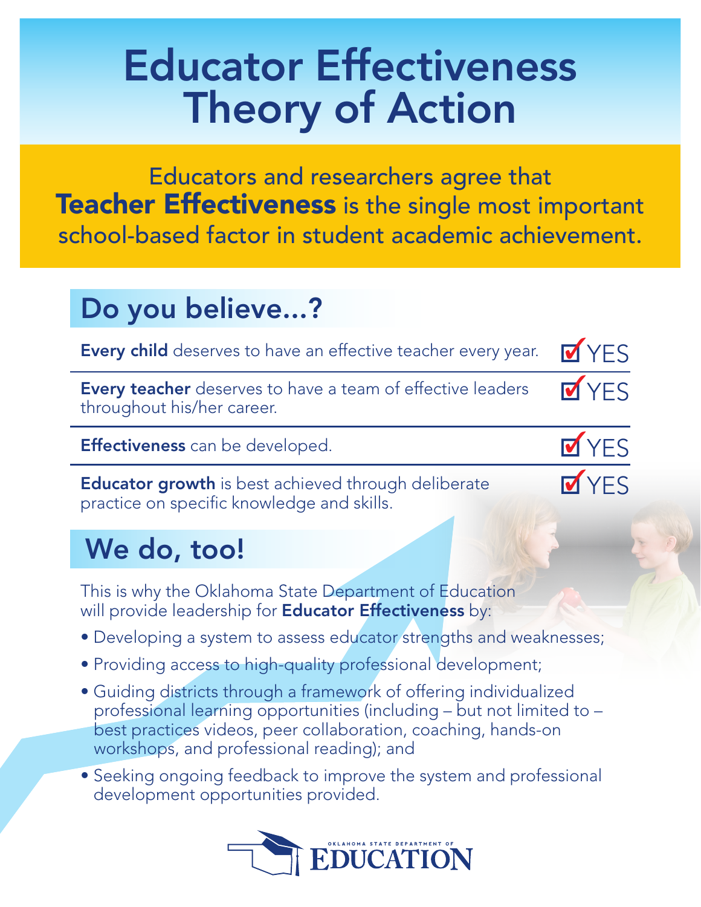# Educator Effectiveness Theory of Action

Educators and researchers agree that **Teacher Effectiveness** is the single most important school-based factor in student academic achievement.

## Do you believe...?

| | |
|---|---|
| **Every child** deserves to have an effective teacher every year. | ☑ YES |
| **Every teacher** deserves to have a team of effective leaders throughout his/her career. | ☑ YES |
| **Effectiveness** can be developed. | ☑ YES |
| **Educator growth** is best achieved through deliberate practice on specific knowledge and skills. | ☑ YES |

## We do, too!

This is why the Oklahoma State Department of Education will provide leadership for **Educator Effectiveness** by:

- Developing a system to assess educator strengths and weaknesses;
- Providing access to high-quality professional development;
- Guiding districts through a framework of offering individualized professional learning opportunities (including – but not limited to – best practices videos, peer collaboration, coaching, hands-on workshops, and professional reading); and
- Seeking ongoing feedback to improve the system and professional development opportunities provided.

OKLAHOMA STATE DEPARTMENT OF EDUCATION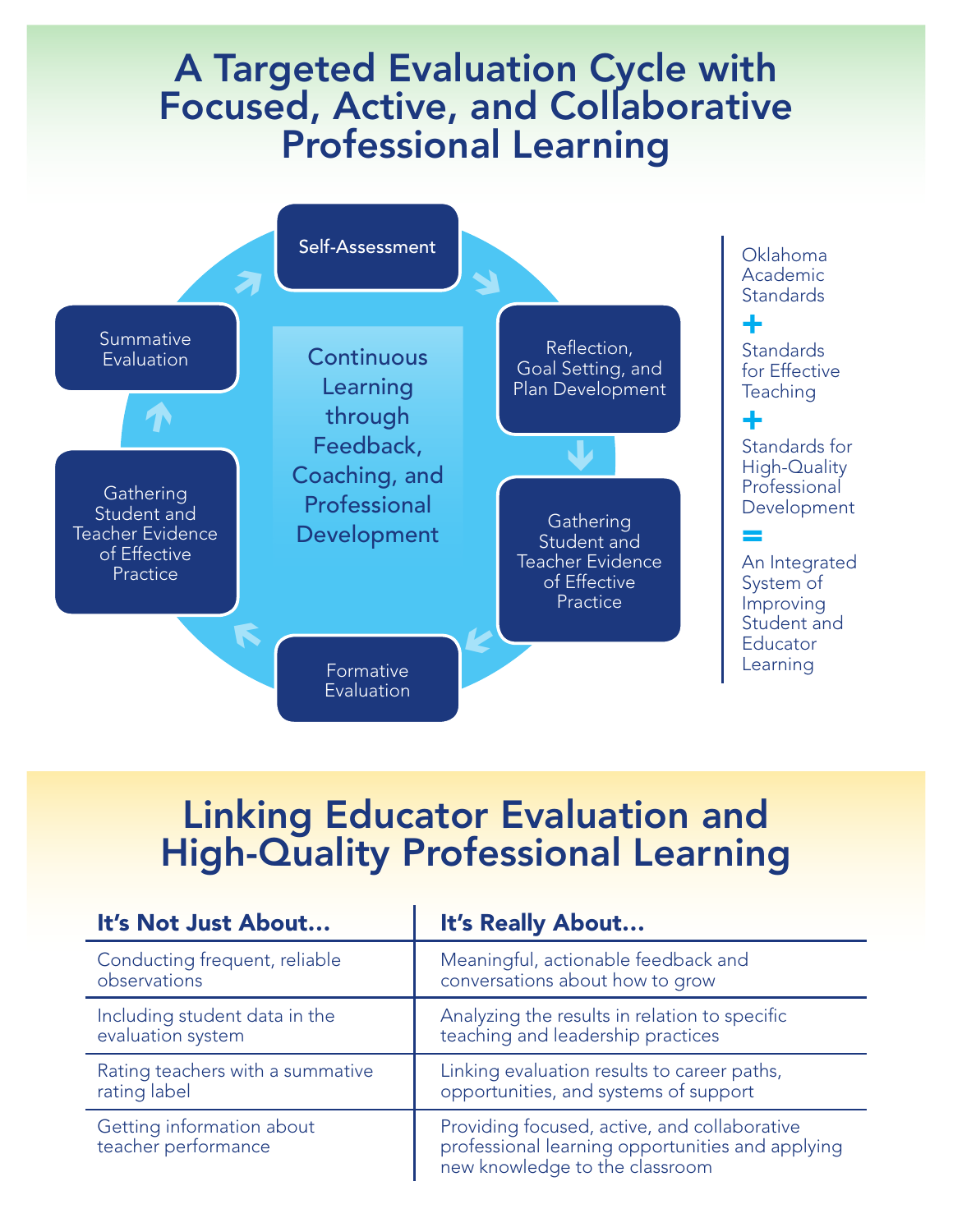# A Targeted Evaluation Cycle with Focused, Active, and Collaborative Professional Learning

Self-Assessment

Reflection, Goal Setting, and Plan Development

Gathering Student and Teacher Evidence of Effective Practice

Formative Evaluation

Gathering Student and Teacher Evidence of Effective Practice

Summative Evaluation

Continuous Learning through Feedback, Coaching, and Professional Development

Oklahoma Academic Standards

+

Standards for Effective Teaching

+

Standards for High-Quality Professional Development

=

An Integrated System of Improving Student and Educator Learning

# Linking Educator Evaluation and High-Quality Professional Learning

| It's Not Just About… | It's Really About… |
|---|---|
| Conducting frequent, reliable observations | Meaningful, actionable feedback and conversations about how to grow |
| Including student data in the evaluation system | Analyzing the results in relation to specific teaching and leadership practices |
| Rating teachers with a summative rating label | Linking evaluation results to career paths, opportunities, and systems of support |
| Getting information about teacher performance | Providing focused, active, and collaborative professional learning opportunities and applying new knowledge to the classroom |